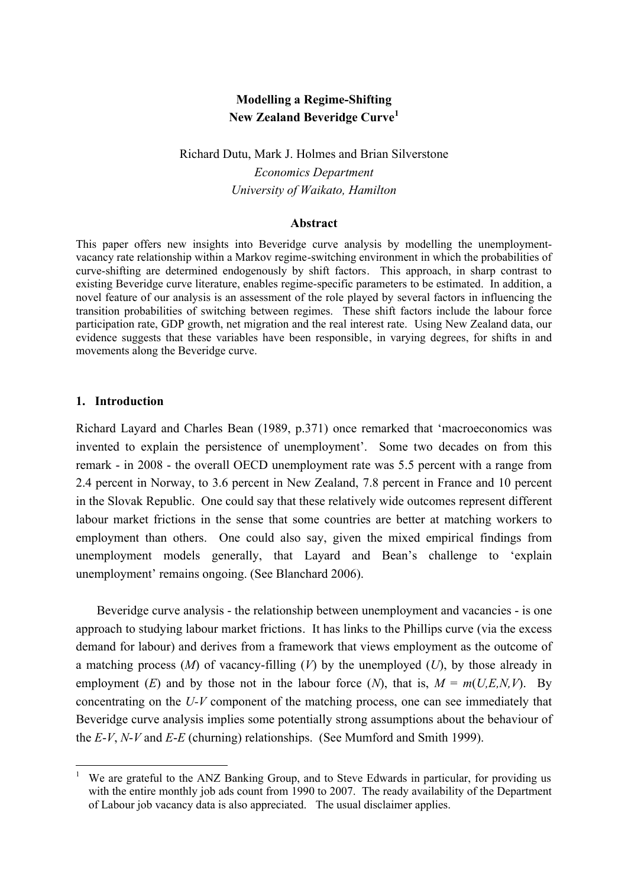# Modelling a Regime-Shifting New Zealand Beveridge Curve[1]

Richard Dutu, Mark J. Holmes and Brian Silverstone

*Economics Department*

*University of Waikato, Hamilton*

## Abstract

This paper offers new insights into Beveridge curve analysis by modelling the unemployment-vacancy rate relationship within a Markov regime-switching environment in which the probabilities of curve-shifting are determined endogenously by shift factors. This approach, in sharp contrast to existing Beveridge curve literature, enables regime-specific parameters to be estimated. In addition, a novel feature of our analysis is an assessment of the role played by several factors in influencing the transition probabilities of switching between regimes. These shift factors include the labour force participation rate, GDP growth, net migration and the real interest rate. Using New Zealand data, our evidence suggests that these variables have been responsible, in varying degrees, for shifts in and movements along the Beveridge curve.

## 1. Introduction

Richard Layard and Charles Bean (1989, p.371) once remarked that 'macroeconomics was invented to explain the persistence of unemployment'. Some two decades on from this remark - in 2008 - the overall OECD unemployment rate was 5.5 percent with a range from 2.4 percent in Norway, to 3.6 percent in New Zealand, 7.8 percent in France and 10 percent in the Slovak Republic. One could say that these relatively wide outcomes represent different labour market frictions in the sense that some countries are better at matching workers to employment than others. One could also say, given the mixed empirical findings from unemployment models generally, that Layard and Bean's challenge to 'explain unemployment' remains ongoing. (See Blanchard 2006).

Beveridge curve analysis - the relationship between unemployment and vacancies - is one approach to studying labour market frictions. It has links to the Phillips curve (via the excess demand for labour) and derives from a framework that views employment as the outcome of a matching process ($M$) of vacancy-filling ($V$) by the unemployed ($U$), by those already in employment ($E$) and by those not in the labour force ($N$), that is, $M = m(U,E,N,V)$. By concentrating on the $U$-$V$ component of the matching process, one can see immediately that Beveridge curve analysis implies some potentially strong assumptions about the behaviour of the $E$-$V$, $N$-$V$ and $E$-$E$ (churning) relationships. (See Mumford and Smith 1999).

[1] We are grateful to the ANZ Banking Group, and to Steve Edwards in particular, for providing us with the entire monthly job ads count from 1990 to 2007. The ready availability of the Department of Labour job vacancy data is also appreciated. The usual disclaimer applies.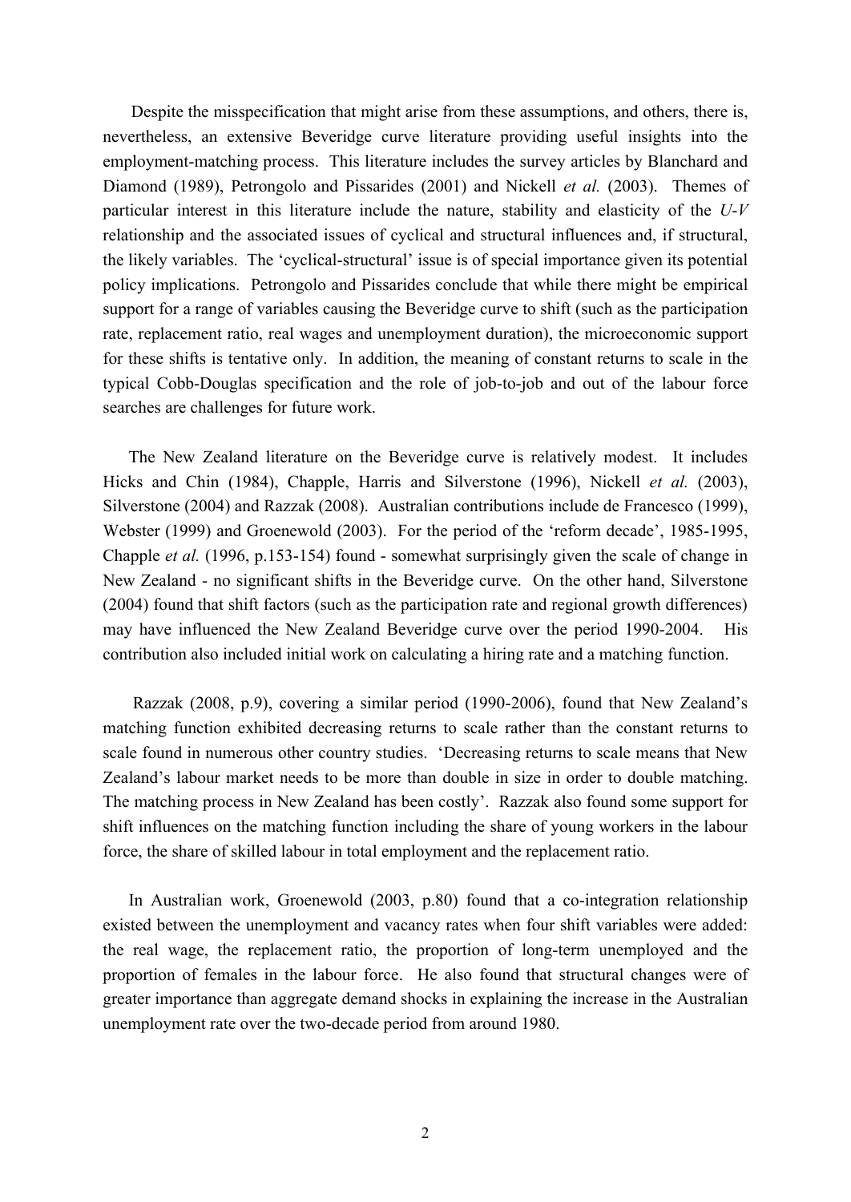Despite the misspecification that might arise from these assumptions, and others, there is, nevertheless, an extensive Beveridge curve literature providing useful insights into the employment-matching process. This literature includes the survey articles by Blanchard and Diamond (1989), Petrongolo and Pissarides (2001) and Nickell *et al.* (2003). Themes of particular interest in this literature include the nature, stability and elasticity of the *U-V* relationship and the associated issues of cyclical and structural influences and, if structural, the likely variables. The 'cyclical-structural' issue is of special importance given its potential policy implications. Petrongolo and Pissarides conclude that while there might be empirical support for a range of variables causing the Beveridge curve to shift (such as the participation rate, replacement ratio, real wages and unemployment duration), the microeconomic support for these shifts is tentative only. In addition, the meaning of constant returns to scale in the typical Cobb-Douglas specification and the role of job-to-job and out of the labour force searches are challenges for future work.

The New Zealand literature on the Beveridge curve is relatively modest. It includes Hicks and Chin (1984), Chapple, Harris and Silverstone (1996), Nickell *et al.* (2003), Silverstone (2004) and Razzak (2008). Australian contributions include de Francesco (1999), Webster (1999) and Groenewold (2003). For the period of the 'reform decade', 1985-1995, Chapple *et al.* (1996, p.153-154) found - somewhat surprisingly given the scale of change in New Zealand - no significant shifts in the Beveridge curve. On the other hand, Silverstone (2004) found that shift factors (such as the participation rate and regional growth differences) may have influenced the New Zealand Beveridge curve over the period 1990-2004. His contribution also included initial work on calculating a hiring rate and a matching function.

Razzak (2008, p.9), covering a similar period (1990-2006), found that New Zealand's matching function exhibited decreasing returns to scale rather than the constant returns to scale found in numerous other country studies. 'Decreasing returns to scale means that New Zealand's labour market needs to be more than double in size in order to double matching. The matching process in New Zealand has been costly'. Razzak also found some support for shift influences on the matching function including the share of young workers in the labour force, the share of skilled labour in total employment and the replacement ratio.

In Australian work, Groenewold (2003, p.80) found that a co-integration relationship existed between the unemployment and vacancy rates when four shift variables were added: the real wage, the replacement ratio, the proportion of long-term unemployed and the proportion of females in the labour force. He also found that structural changes were of greater importance than aggregate demand shocks in explaining the increase in the Australian unemployment rate over the two-decade period from around 1980.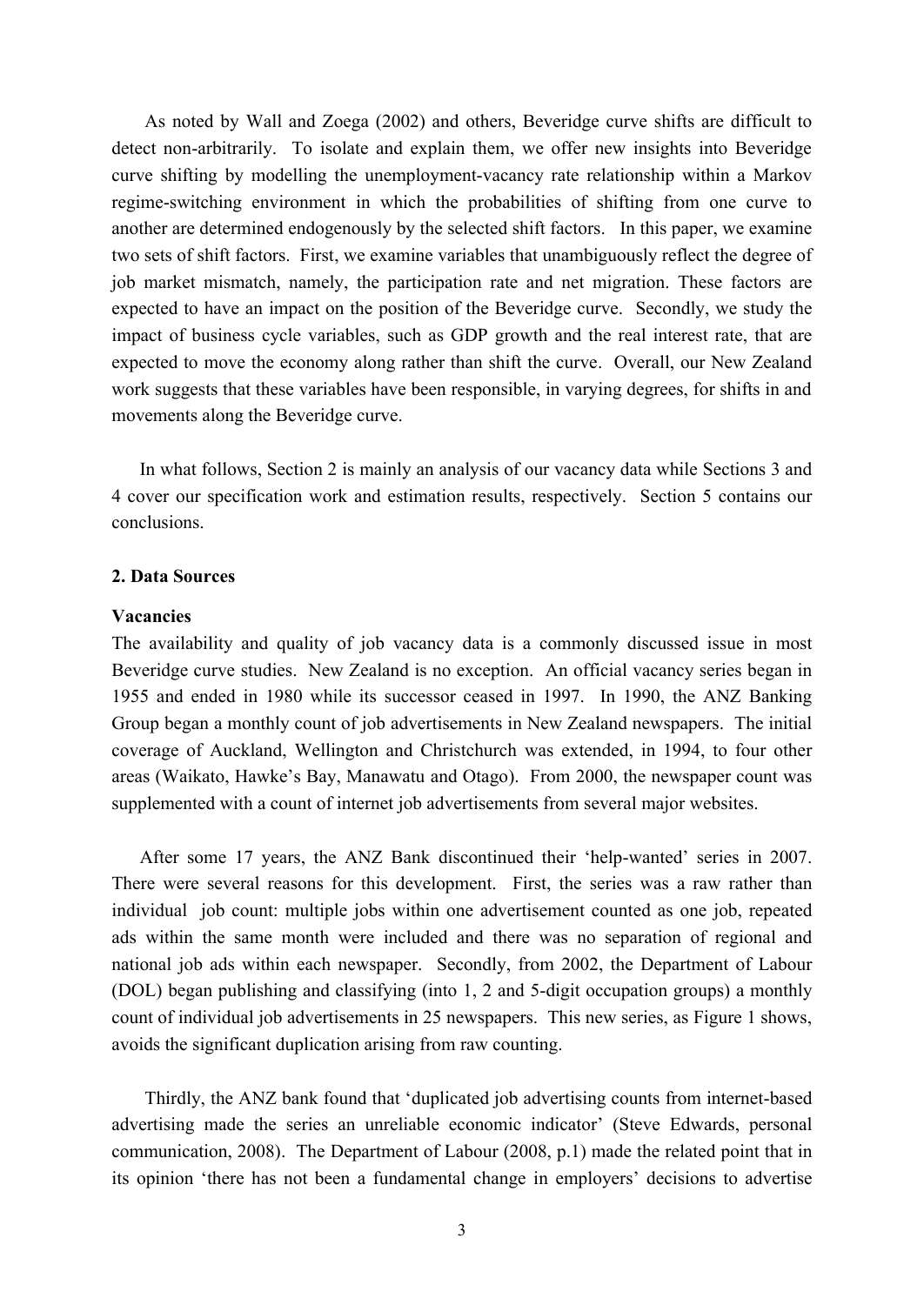As noted by Wall and Zoega (2002) and others, Beveridge curve shifts are difficult to detect non-arbitrarily. To isolate and explain them, we offer new insights into Beveridge curve shifting by modelling the unemployment-vacancy rate relationship within a Markov regime-switching environment in which the probabilities of shifting from one curve to another are determined endogenously by the selected shift factors. In this paper, we examine two sets of shift factors. First, we examine variables that unambiguously reflect the degree of job market mismatch, namely, the participation rate and net migration. These factors are expected to have an impact on the position of the Beveridge curve. Secondly, we study the impact of business cycle variables, such as GDP growth and the real interest rate, that are expected to move the economy along rather than shift the curve. Overall, our New Zealand work suggests that these variables have been responsible, in varying degrees, for shifts in and movements along the Beveridge curve.

In what follows, Section 2 is mainly an analysis of our vacancy data while Sections 3 and 4 cover our specification work and estimation results, respectively. Section 5 contains our conclusions.

## 2. Data Sources

### Vacancies

The availability and quality of job vacancy data is a commonly discussed issue in most Beveridge curve studies. New Zealand is no exception. An official vacancy series began in 1955 and ended in 1980 while its successor ceased in 1997. In 1990, the ANZ Banking Group began a monthly count of job advertisements in New Zealand newspapers. The initial coverage of Auckland, Wellington and Christchurch was extended, in 1994, to four other areas (Waikato, Hawke's Bay, Manawatu and Otago). From 2000, the newspaper count was supplemented with a count of internet job advertisements from several major websites.

After some 17 years, the ANZ Bank discontinued their 'help-wanted' series in 2007. There were several reasons for this development. First, the series was a raw rather than individual job count: multiple jobs within one advertisement counted as one job, repeated ads within the same month were included and there was no separation of regional and national job ads within each newspaper. Secondly, from 2002, the Department of Labour (DOL) began publishing and classifying (into 1, 2 and 5-digit occupation groups) a monthly count of individual job advertisements in 25 newspapers. This new series, as Figure 1 shows, avoids the significant duplication arising from raw counting.

Thirdly, the ANZ bank found that 'duplicated job advertising counts from internet-based advertising made the series an unreliable economic indicator' (Steve Edwards, personal communication, 2008). The Department of Labour (2008, p.1) made the related point that in its opinion 'there has not been a fundamental change in employers' decisions to advertise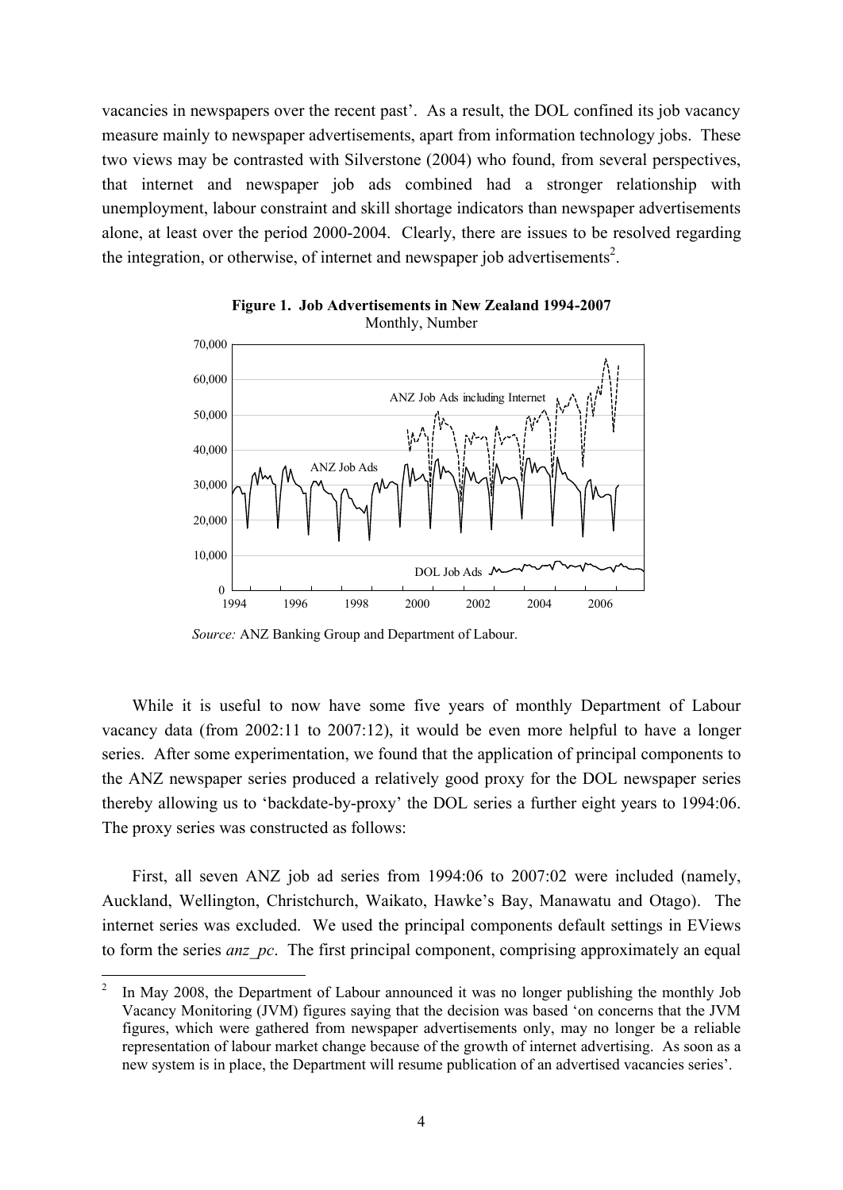vacancies in newspapers over the recent past'. As a result, the DOL confined its job vacancy measure mainly to newspaper advertisements, apart from information technology jobs. These two views may be contrasted with Silverstone (2004) who found, from several perspectives, that internet and newspaper job ads combined had a stronger relationship with unemployment, labour constraint and skill shortage indicators than newspaper advertisements alone, at least over the period 2000-2004. Clearly, there are issues to be resolved regarding the integration, or otherwise, of internet and newspaper job advertisements[2].

**Figure 1. Job Advertisements in New Zealand 1994-2007**
Monthly, Number

*Source:* ANZ Banking Group and Department of Labour.

While it is useful to now have some five years of monthly Department of Labour vacancy data (from 2002:11 to 2007:12), it would be even more helpful to have a longer series. After some experimentation, we found that the application of principal components to the ANZ newspaper series produced a relatively good proxy for the DOL newspaper series thereby allowing us to 'backdate-by-proxy' the DOL series a further eight years to 1994:06. The proxy series was constructed as follows:

First, all seven ANZ job ad series from 1994:06 to 2007:02 were included (namely, Auckland, Wellington, Christchurch, Waikato, Hawke's Bay, Manawatu and Otago). The internet series was excluded. We used the principal components default settings in EViews to form the series *anz_pc*. The first principal component, comprising approximately an equal

[2] In May 2008, the Department of Labour announced it was no longer publishing the monthly Job Vacancy Monitoring (JVM) figures saying that the decision was based 'on concerns that the JVM figures, which were gathered from newspaper advertisements only, may no longer be a reliable representation of labour market change because of the growth of internet advertising. As soon as a new system is in place, the Department will resume publication of an advertised vacancies series'.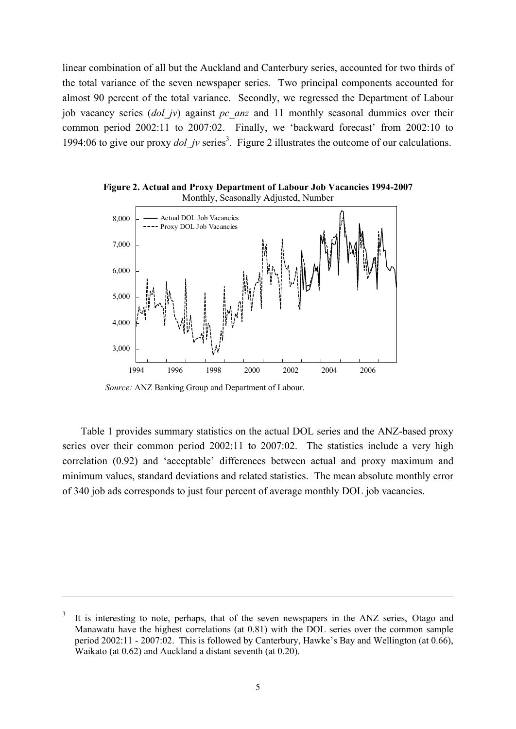linear combination of all but the Auckland and Canterbury series, accounted for two thirds of the total variance of the seven newspaper series. Two principal components accounted for almost 90 percent of the total variance. Secondly, we regressed the Department of Labour job vacancy series (*dol_jv*) against *pc_anz* and 11 monthly seasonal dummies over their common period 2002:11 to 2007:02. Finally, we 'backward forecast' from 2002:10 to 1994:06 to give our proxy *dol_jv* series[3]. Figure 2 illustrates the outcome of our calculations.

**Figure 2. Actual and Proxy Department of Labour Job Vacancies 1994-2007**
Monthly, Seasonally Adjusted, Number

*Source:* ANZ Banking Group and Department of Labour.

Table 1 provides summary statistics on the actual DOL series and the ANZ-based proxy series over their common period 2002:11 to 2007:02. The statistics include a very high correlation (0.92) and 'acceptable' differences between actual and proxy maximum and minimum values, standard deviations and related statistics. The mean absolute monthly error of 340 job ads corresponds to just four percent of average monthly DOL job vacancies.

---

[3] It is interesting to note, perhaps, that of the seven newspapers in the ANZ series, Otago and Manawatu have the highest correlations (at 0.81) with the DOL series over the common sample period 2002:11 - 2007:02. This is followed by Canterbury, Hawke's Bay and Wellington (at 0.66), Waikato (at 0.62) and Auckland a distant seventh (at 0.20).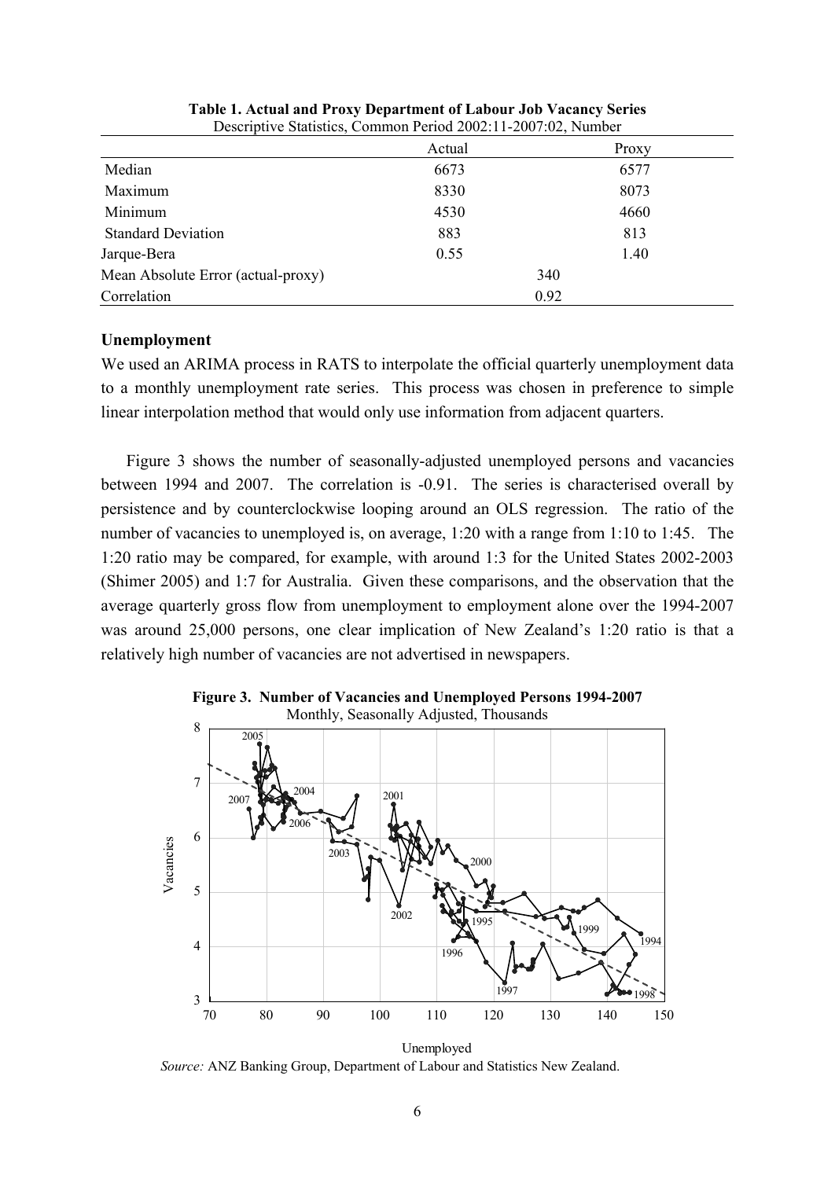**Table 1. Actual and Proxy Department of Labour Job Vacancy Series**
Descriptive Statistics, Common Period 2002:11-2007:02, Number

| | Actual | Proxy |
|---|---|---|
| Median | 6673 | 6577 |
| Maximum | 8330 | 8073 |
| Minimum | 4530 | 4660 |
| Standard Deviation | 883 | 813 |
| Jarque-Bera | 0.55 | 1.40 |
| Mean Absolute Error (actual-proxy) | 340 | |
| Correlation | 0.92 | |

### Unemployment

We used an ARIMA process in RATS to interpolate the official quarterly unemployment data to a monthly unemployment rate series. This process was chosen in preference to simple linear interpolation method that would only use information from adjacent quarters.

Figure 3 shows the number of seasonally-adjusted unemployed persons and vacancies between 1994 and 2007. The correlation is -0.91. The series is characterised overall by persistence and by counterclockwise looping around an OLS regression. The ratio of the number of vacancies to unemployed is, on average, 1:20 with a range from 1:10 to 1:45. The 1:20 ratio may be compared, for example, with around 1:3 for the United States 2002-2003 (Shimer 2005) and 1:7 for Australia. Given these comparisons, and the observation that the average quarterly gross flow from unemployment to employment alone over the 1994-2007 was around 25,000 persons, one clear implication of New Zealand's 1:20 ratio is that a relatively high number of vacancies are not advertised in newspapers.

**Figure 3. Number of Vacancies and Unemployed Persons 1994-2007**
Monthly, Seasonally Adjusted, Thousands

*Source:* ANZ Banking Group, Department of Labour and Statistics New Zealand.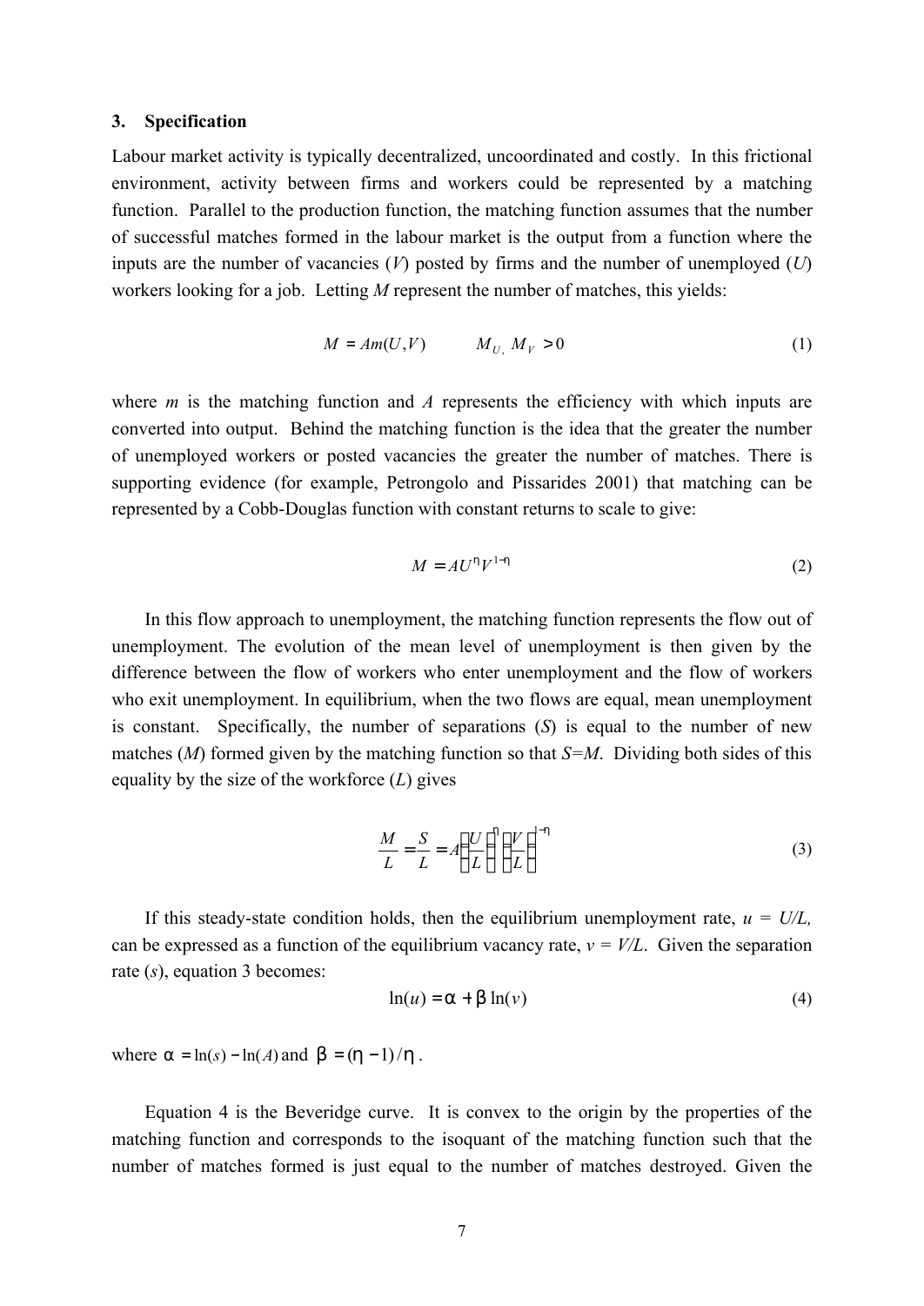## 3. Specification

Labour market activity is typically decentralized, uncoordinated and costly. In this frictional environment, activity between firms and workers could be represented by a matching function. Parallel to the production function, the matching function assumes that the number of successful matches formed in the labour market is the output from a function where the inputs are the number of vacancies ($V$) posted by firms and the number of unemployed ($U$) workers looking for a job. Letting $M$ represent the number of matches, this yields:

$$M = Am(U,V) \qquad M_{U,}\ M_V > 0 \tag{1}$$

where $m$ is the matching function and $A$ represents the efficiency with which inputs are converted into output. Behind the matching function is the idea that the greater the number of unemployed workers or posted vacancies the greater the number of matches. There is supporting evidence (for example, Petrongolo and Pissarides 2001) that matching can be represented by a Cobb-Douglas function with constant returns to scale to give:

$$M = AU^{\eta}V^{1-\eta} \tag{2}$$

In this flow approach to unemployment, the matching function represents the flow out of unemployment. The evolution of the mean level of unemployment is then given by the difference between the flow of workers who enter unemployment and the flow of workers who exit unemployment. In equilibrium, when the two flows are equal, mean unemployment is constant. Specifically, the number of separations ($S$) is equal to the number of new matches ($M$) formed given by the matching function so that $S$=$M$. Dividing both sides of this equality by the size of the workforce ($L$) gives

$$\frac{M}{L} = \frac{S}{L} = A\left(\frac{U}{L}\right)^{\eta}\left(\frac{V}{L}\right)^{1-\eta} \tag{3}$$

If this steady-state condition holds, then the equilibrium unemployment rate, $u = U/L$, can be expressed as a function of the equilibrium vacancy rate, $v = V/L$. Given the separation rate ($s$), equation 3 becomes:

$$\ln(u) = \alpha + \beta \ln(v) \tag{4}$$

where $\alpha = \ln(s) - \ln(A)$ and $\beta = (\eta - 1)/\eta$.

Equation 4 is the Beveridge curve. It is convex to the origin by the properties of the matching function and corresponds to the isoquant of the matching function such that the number of matches formed is just equal to the number of matches destroyed. Given the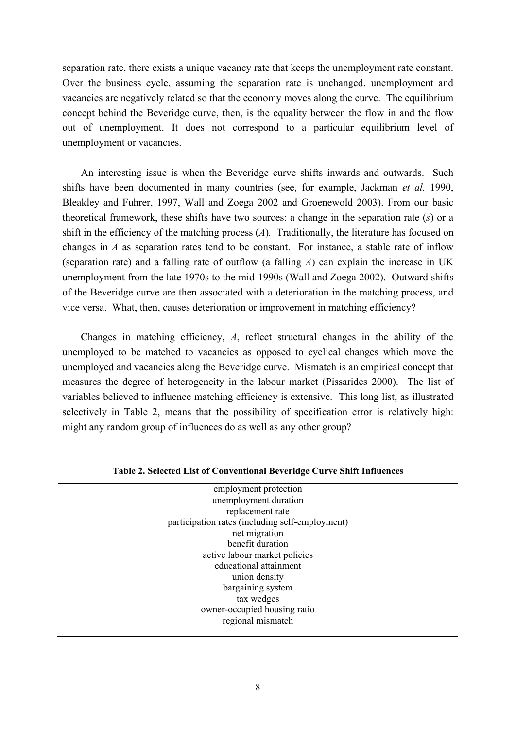separation rate, there exists a unique vacancy rate that keeps the unemployment rate constant. Over the business cycle, assuming the separation rate is unchanged, unemployment and vacancies are negatively related so that the economy moves along the curve. The equilibrium concept behind the Beveridge curve, then, is the equality between the flow in and the flow out of unemployment. It does not correspond to a particular equilibrium level of unemployment or vacancies.

An interesting issue is when the Beveridge curve shifts inwards and outwards. Such shifts have been documented in many countries (see, for example, Jackman *et al.* 1990, Bleakley and Fuhrer, 1997, Wall and Zoega 2002 and Groenewold 2003). From our basic theoretical framework, these shifts have two sources: a change in the separation rate ($s$) or a shift in the efficiency of the matching process ($A$). Traditionally, the literature has focused on changes in $A$ as separation rates tend to be constant. For instance, a stable rate of inflow (separation rate) and a falling rate of outflow (a falling $A$) can explain the increase in UK unemployment from the late 1970s to the mid-1990s (Wall and Zoega 2002). Outward shifts of the Beveridge curve are then associated with a deterioration in the matching process, and vice versa. What, then, causes deterioration or improvement in matching efficiency?

Changes in matching efficiency, $A$, reflect structural changes in the ability of the unemployed to be matched to vacancies as opposed to cyclical changes which move the unemployed and vacancies along the Beveridge curve. Mismatch is an empirical concept that measures the degree of heterogeneity in the labour market (Pissarides 2000). The list of variables believed to influence matching efficiency is extensive. This long list, as illustrated selectively in Table 2, means that the possibility of specification error is relatively high: might any random group of influences do as well as any other group?

**Table 2. Selected List of Conventional Beveridge Curve Shift Influences**

| |
|---|
| employment protection |
| unemployment duration |
| replacement rate |
| participation rates (including self-employment) |
| net migration |
| benefit duration |
| active labour market policies |
| educational attainment |
| union density |
| bargaining system |
| tax wedges |
| owner-occupied housing ratio |
| regional mismatch |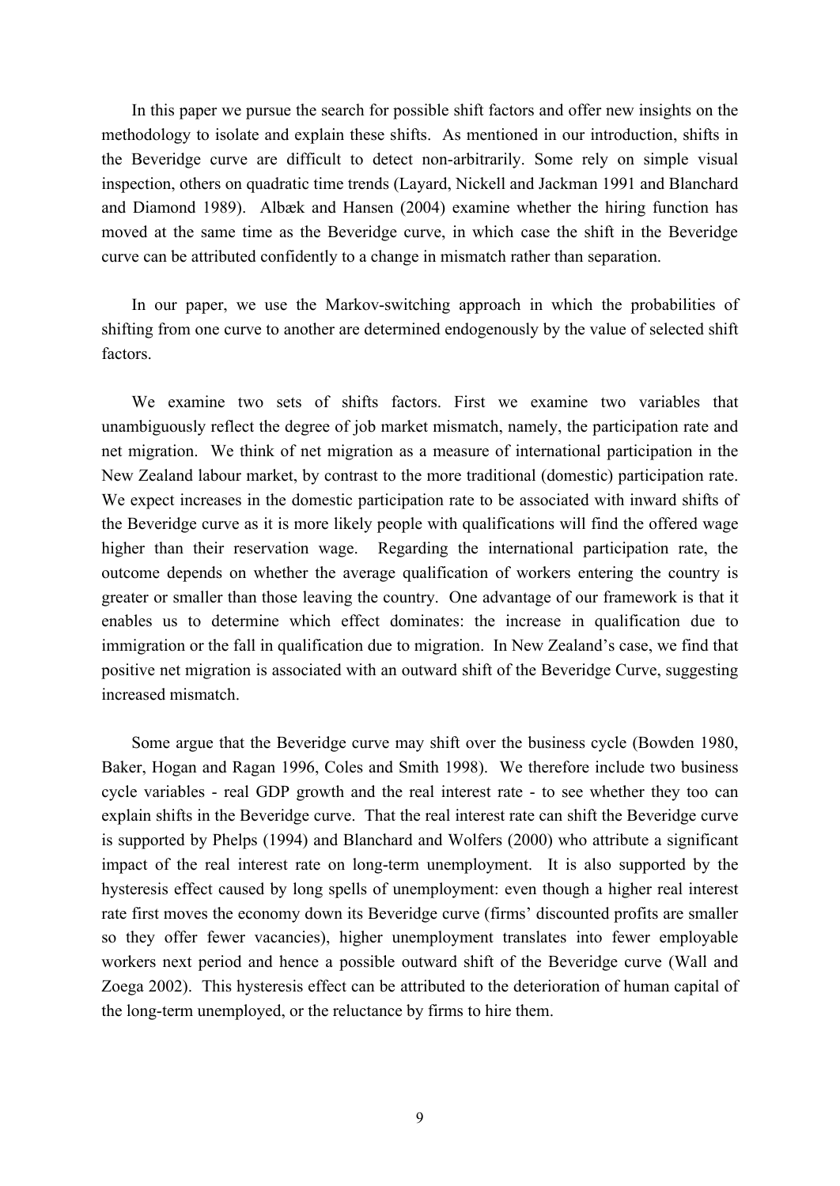In this paper we pursue the search for possible shift factors and offer new insights on the methodology to isolate and explain these shifts. As mentioned in our introduction, shifts in the Beveridge curve are difficult to detect non-arbitrarily. Some rely on simple visual inspection, others on quadratic time trends (Layard, Nickell and Jackman 1991 and Blanchard and Diamond 1989). Albæk and Hansen (2004) examine whether the hiring function has moved at the same time as the Beveridge curve, in which case the shift in the Beveridge curve can be attributed confidently to a change in mismatch rather than separation.

In our paper, we use the Markov-switching approach in which the probabilities of shifting from one curve to another are determined endogenously by the value of selected shift factors.

We examine two sets of shifts factors. First we examine two variables that unambiguously reflect the degree of job market mismatch, namely, the participation rate and net migration. We think of net migration as a measure of international participation in the New Zealand labour market, by contrast to the more traditional (domestic) participation rate. We expect increases in the domestic participation rate to be associated with inward shifts of the Beveridge curve as it is more likely people with qualifications will find the offered wage higher than their reservation wage. Regarding the international participation rate, the outcome depends on whether the average qualification of workers entering the country is greater or smaller than those leaving the country. One advantage of our framework is that it enables us to determine which effect dominates: the increase in qualification due to immigration or the fall in qualification due to migration. In New Zealand's case, we find that positive net migration is associated with an outward shift of the Beveridge Curve, suggesting increased mismatch.

Some argue that the Beveridge curve may shift over the business cycle (Bowden 1980, Baker, Hogan and Ragan 1996, Coles and Smith 1998). We therefore include two business cycle variables - real GDP growth and the real interest rate - to see whether they too can explain shifts in the Beveridge curve. That the real interest rate can shift the Beveridge curve is supported by Phelps (1994) and Blanchard and Wolfers (2000) who attribute a significant impact of the real interest rate on long-term unemployment. It is also supported by the hysteresis effect caused by long spells of unemployment: even though a higher real interest rate first moves the economy down its Beveridge curve (firms' discounted profits are smaller so they offer fewer vacancies), higher unemployment translates into fewer employable workers next period and hence a possible outward shift of the Beveridge curve (Wall and Zoega 2002). This hysteresis effect can be attributed to the deterioration of human capital of the long-term unemployed, or the reluctance by firms to hire them.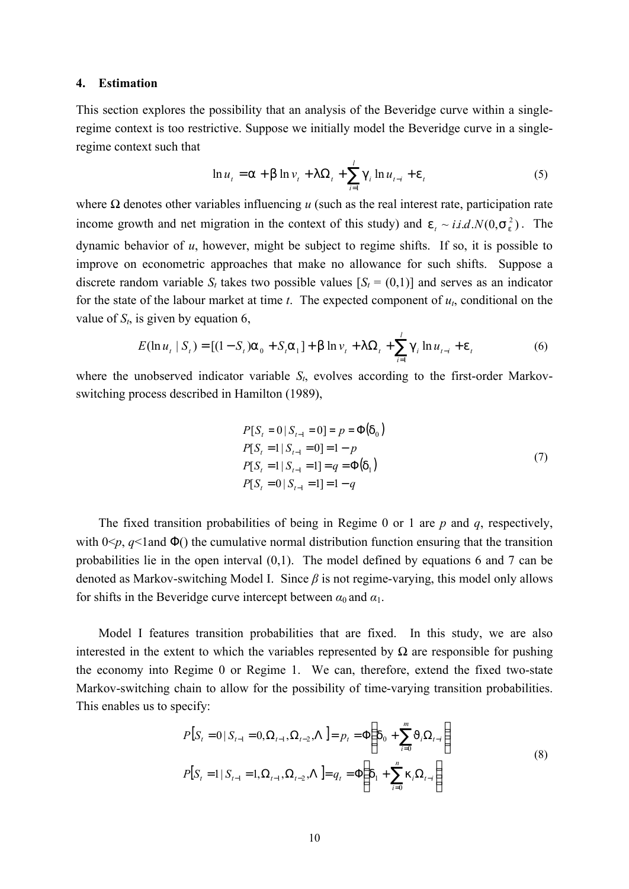## 4. Estimation

This section explores the possibility that an analysis of the Beveridge curve within a single-regime context is too restrictive. Suppose we initially model the Beveridge curve in a single-regime context such that

$$\ln u_t = \alpha + \beta \ln v_t + \lambda \Omega_t + \sum_{i=1}^{l} \gamma_i \ln u_{t-i} + \varepsilon_t \tag{5}$$

where $\Omega$ denotes other variables influencing $u$ (such as the real interest rate, participation rate income growth and net migration in the context of this study) and $\varepsilon_t \sim i.i.d.N(0,\sigma_\varepsilon^2)$. The dynamic behavior of $u$, however, might be subject to regime shifts. If so, it is possible to improve on econometric approaches that make no allowance for such shifts. Suppose a discrete random variable $S_t$ takes two possible values [$S_t$ = (0,1)] and serves as an indicator for the state of the labour market at time $t$. The expected component of $u_t$, conditional on the value of $S_t$, is given by equation 6,

$$E(\ln u_t \mid S_t) = [(1-S_t)\alpha_0 + S_t\alpha_1] + \beta \ln v_t + \lambda \Omega_t + \sum_{i=1}^{l} \gamma_i \ln u_{t-i} + \varepsilon_t \tag{6}$$

where the unobserved indicator variable $S_t$, evolves according to the first-order Markov-switching process described in Hamilton (1989),

$$\begin{aligned} P[S_t = 0 \mid S_{t-1} = 0] &= p = \Phi(\delta_0) \\ P[S_t = 1 \mid S_{t-1} = 0] &= 1 - p \\ P[S_t = 1 \mid S_{t-1} = 1] &= q = \Phi(\delta_1) \\ P[S_t = 0 \mid S_{t-1} = 1] &= 1 - q \end{aligned} \tag{7}$$

The fixed transition probabilities of being in Regime 0 or 1 are $p$ and $q$, respectively, with $0<p$, $q<1$and $\Phi()$ the cumulative normal distribution function ensuring that the transition probabilities lie in the open interval (0,1). The model defined by equations 6 and 7 can be denoted as Markov-switching Model I. Since $\beta$ is not regime-varying, this model only allows for shifts in the Beveridge curve intercept between $\alpha_0$ and $\alpha_1$.

Model I features transition probabilities that are fixed. In this study, we are also interested in the extent to which the variables represented by $\Omega$ are responsible for pushing the economy into Regime 0 or Regime 1. We can, therefore, extend the fixed two-state Markov-switching chain to allow for the possibility of time-varying transition probabilities. This enables us to specify:

$$\begin{aligned} P\left[S_t = 0 \mid S_{t-1} = 0, \Omega_{t-1}, \Omega_{t-2}, \Lambda\right] &= p_t = \Phi\left(\delta_0 + \sum_{i=0}^{m} \vartheta_i \Omega_{t-i}\right) \\ P\left[S_t = 1 \mid S_{t-1} = 1, \Omega_{t-1}, \Omega_{t-2}, \Lambda\right] &= q_t = \Phi\left(\delta_1 + \sum_{i=0}^{n} \kappa_i \Omega_{t-i}\right) \end{aligned} \tag{8}$$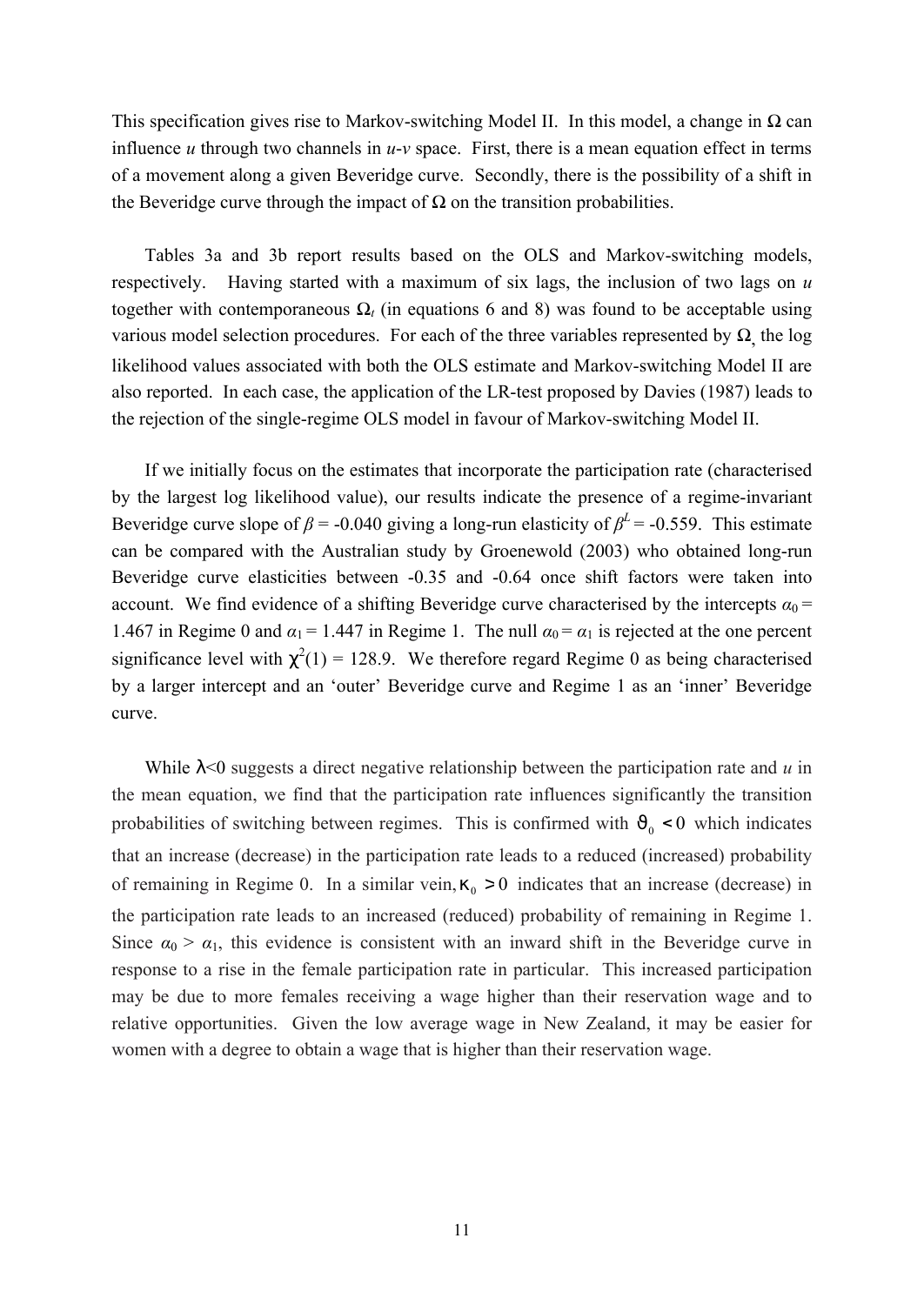This specification gives rise to Markov-switching Model II. In this model, a change in $\Omega$ can influence $u$ through two channels in $u$-$v$ space. First, there is a mean equation effect in terms of a movement along a given Beveridge curve. Secondly, there is the possibility of a shift in the Beveridge curve through the impact of $\Omega$ on the transition probabilities.

Tables 3a and 3b report results based on the OLS and Markov-switching models, respectively. Having started with a maximum of six lags, the inclusion of two lags on $u$ together with contemporaneous $\Omega_t$ (in equations 6 and 8) was found to be acceptable using various model selection procedures. For each of the three variables represented by $\Omega$, the log likelihood values associated with both the OLS estimate and Markov-switching Model II are also reported. In each case, the application of the LR-test proposed by Davies (1987) leads to the rejection of the single-regime OLS model in favour of Markov-switching Model II.

If we initially focus on the estimates that incorporate the participation rate (characterised by the largest log likelihood value), our results indicate the presence of a regime-invariant Beveridge curve slope of $\beta$ = -0.040 giving a long-run elasticity of $\beta^L$ = -0.559. This estimate can be compared with the Australian study by Groenewold (2003) who obtained long-run Beveridge curve elasticities between -0.35 and -0.64 once shift factors were taken into account. We find evidence of a shifting Beveridge curve characterised by the intercepts $\alpha_0$ = 1.467 in Regime 0 and $\alpha_1$ = 1.447 in Regime 1. The null $\alpha_0 = \alpha_1$ is rejected at the one percent significance level with $\chi^2(1)$ = 128.9. We therefore regard Regime 0 as being characterised by a larger intercept and an 'outer' Beveridge curve and Regime 1 as an 'inner' Beveridge curve.

While $\lambda<0$ suggests a direct negative relationship between the participation rate and $u$ in the mean equation, we find that the participation rate influences significantly the transition probabilities of switching between regimes. This is confirmed with $\vartheta_0 < 0$ which indicates that an increase (decrease) in the participation rate leads to a reduced (increased) probability of remaining in Regime 0. In a similar vein, $\kappa_0 > 0$ indicates that an increase (decrease) in the participation rate leads to an increased (reduced) probability of remaining in Regime 1. Since $\alpha_0 > \alpha_1$, this evidence is consistent with an inward shift in the Beveridge curve in response to a rise in the female participation rate in particular. This increased participation may be due to more females receiving a wage higher than their reservation wage and to relative opportunities. Given the low average wage in New Zealand, it may be easier for women with a degree to obtain a wage that is higher than their reservation wage.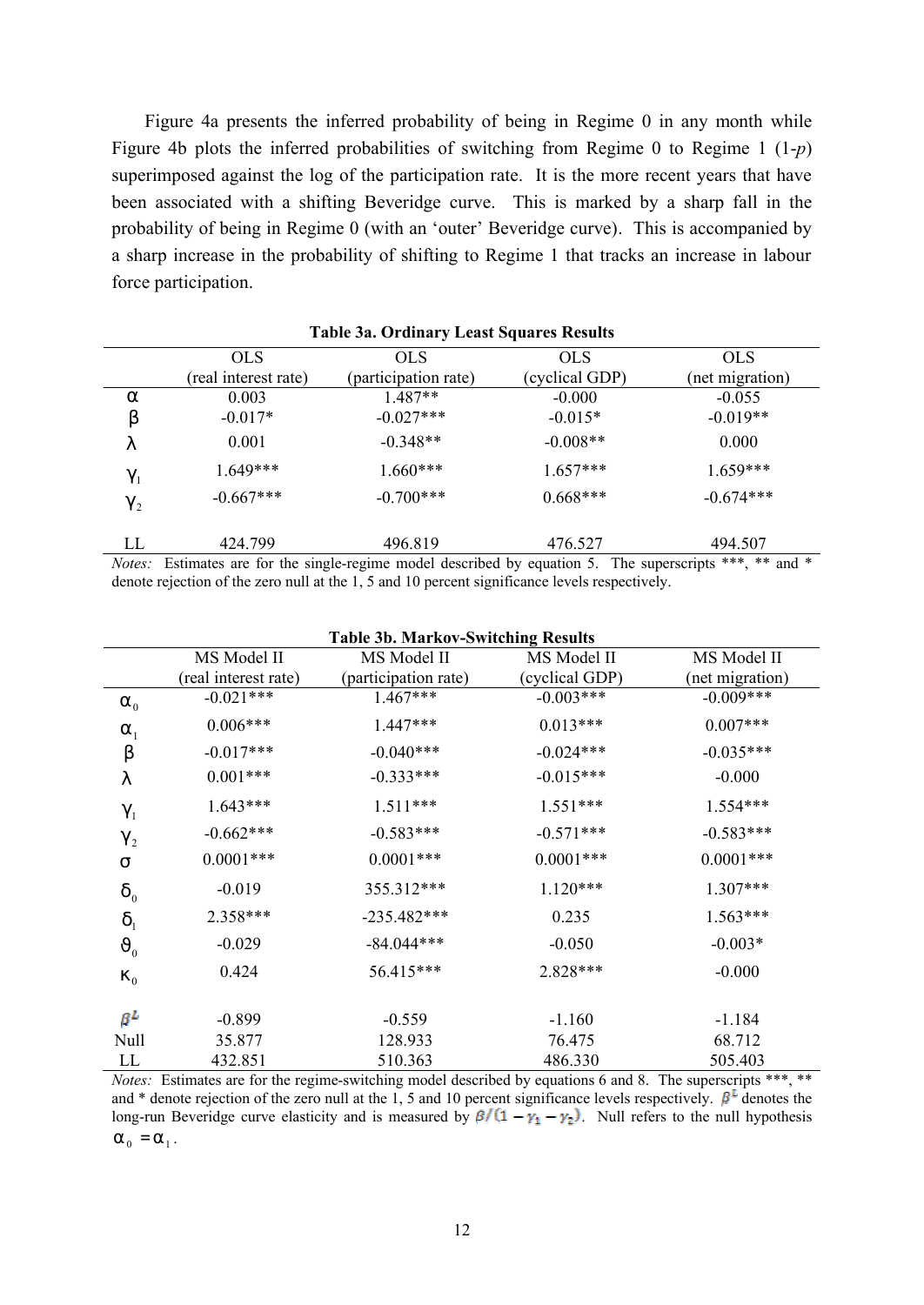Figure 4a presents the inferred probability of being in Regime 0 in any month while Figure 4b plots the inferred probabilities of switching from Regime 0 to Regime 1 (1-*p*) superimposed against the log of the participation rate. It is the more recent years that have been associated with a shifting Beveridge curve. This is marked by a sharp fall in the probability of being in Regime 0 (with an 'outer' Beveridge curve). This is accompanied by a sharp increase in the probability of shifting to Regime 1 that tracks an increase in labour force participation.

**Table 3a. Ordinary Least Squares Results**

| | OLS (real interest rate) | OLS (participation rate) | OLS (cyclical GDP) | OLS (net migration) |
|---|---|---|---|---|
| $\alpha$ | 0.003 | 1.487** | -0.000 | -0.055 |
| $\beta$ | -0.017* | -0.027*** | -0.015* | -0.019** |
| $\lambda$ | 0.001 | -0.348** | -0.008** | 0.000 |
| $\gamma_1$ | 1.649*** | 1.660*** | 1.657*** | 1.659*** |
| $\gamma_2$ | -0.667*** | -0.700*** | 0.668*** | -0.674*** |
| LL | 424.799 | 496.819 | 476.527 | 494.507 |

*Notes:* Estimates are for the single-regime model described by equation 5. The superscripts ***, ** and * denote rejection of the zero null at the 1, 5 and 10 percent significance levels respectively.

**Table 3b. Markov-Switching Results**

| | MS Model II (real interest rate) | MS Model II (participation rate) | MS Model II (cyclical GDP) | MS Model II (net migration) |
|---|---|---|---|---|
| $\alpha_0$ | -0.021*** | 1.467*** | -0.003*** | -0.009*** |
| $\alpha_1$ | 0.006*** | 1.447*** | 0.013*** | 0.007*** |
| $\beta$ | -0.017*** | -0.040*** | -0.024*** | -0.035*** |
| $\lambda$ | 0.001*** | -0.333*** | -0.015*** | -0.000 |
| $\gamma_1$ | 1.643*** | 1.511*** | 1.551*** | 1.554*** |
| $\gamma_2$ | -0.662*** | -0.583*** | -0.571*** | -0.583*** |
| $\sigma$ | 0.0001*** | 0.0001*** | 0.0001*** | 0.0001*** |
| $\delta_0$ | -0.019 | 355.312*** | 1.120*** | 1.307*** |
| $\delta_1$ | 2.358*** | -235.482*** | 0.235 | 1.563*** |
| $\vartheta_0$ | -0.029 | -84.044*** | -0.050 | -0.003* |
| $\kappa_0$ | 0.424 | 56.415*** | 2.828*** | -0.000 |
| $\beta^L$ | -0.899 | -0.559 | -1.160 | -1.184 |
| Null | 35.877 | 128.933 | 76.475 | 68.712 |
| LL | 432.851 | 510.363 | 486.330 | 505.403 |

*Notes:* Estimates are for the regime-switching model described by equations 6 and 8. The superscripts ***, ** and * denote rejection of the zero null at the 1, 5 and 10 percent significance levels respectively. $\beta^L$ denotes the long-run Beveridge curve elasticity and is measured by $\beta/(1-\gamma_1-\gamma_2)$. Null refers to the null hypothesis $\alpha_0 = \alpha_1$.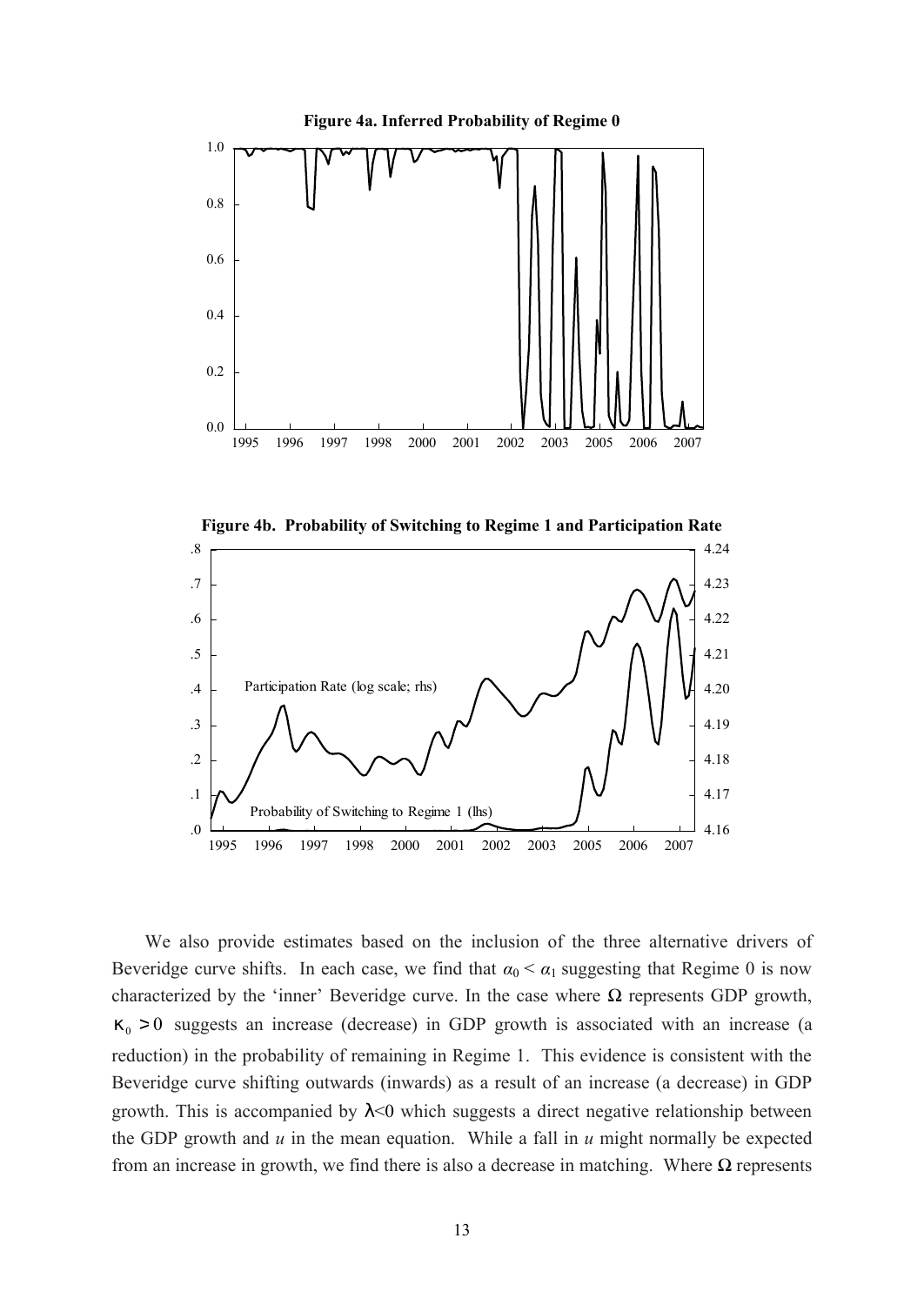**Figure 4a. Inferred Probability of Regime 0**

**Figure 4b. Probability of Switching to Regime 1 and Participation Rate**

We also provide estimates based on the inclusion of the three alternative drivers of Beveridge curve shifts. In each case, we find that $\alpha_0 < \alpha_1$ suggesting that Regime 0 is now characterized by the 'inner' Beveridge curve. In the case where $\Omega$ represents GDP growth, $\kappa_0 > 0$ suggests an increase (decrease) in GDP growth is associated with an increase (a reduction) in the probability of remaining in Regime 1. This evidence is consistent with the Beveridge curve shifting outwards (inwards) as a result of an increase (a decrease) in GDP growth. This is accompanied by $\lambda<0$ which suggests a direct negative relationship between the GDP growth and $u$ in the mean equation. While a fall in $u$ might normally be expected from an increase in growth, we find there is also a decrease in matching. Where $\Omega$ represents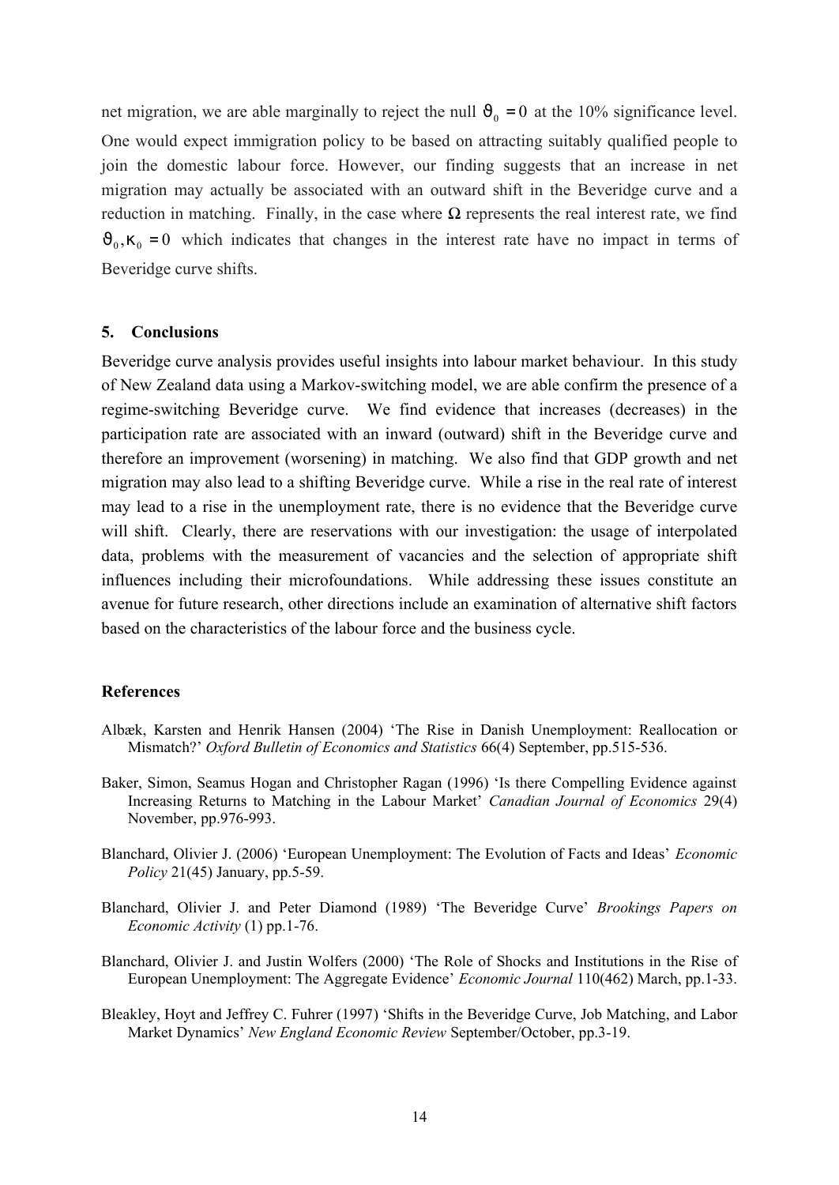net migration, we are able marginally to reject the null $\vartheta_0 = 0$ at the 10% significance level. One would expect immigration policy to be based on attracting suitably qualified people to join the domestic labour force. However, our finding suggests that an increase in net migration may actually be associated with an outward shift in the Beveridge curve and a reduction in matching. Finally, in the case where $\Omega$ represents the real interest rate, we find $\vartheta_0, \kappa_0 = 0$ which indicates that changes in the interest rate have no impact in terms of Beveridge curve shifts.

## 5. Conclusions

Beveridge curve analysis provides useful insights into labour market behaviour. In this study of New Zealand data using a Markov-switching model, we are able confirm the presence of a regime-switching Beveridge curve. We find evidence that increases (decreases) in the participation rate are associated with an inward (outward) shift in the Beveridge curve and therefore an improvement (worsening) in matching. We also find that GDP growth and net migration may also lead to a shifting Beveridge curve. While a rise in the real rate of interest may lead to a rise in the unemployment rate, there is no evidence that the Beveridge curve will shift. Clearly, there are reservations with our investigation: the usage of interpolated data, problems with the measurement of vacancies and the selection of appropriate shift influences including their microfoundations. While addressing these issues constitute an avenue for future research, other directions include an examination of alternative shift factors based on the characteristics of the labour force and the business cycle.

## References

Albæk, Karsten and Henrik Hansen (2004) 'The Rise in Danish Unemployment: Reallocation or Mismatch?' *Oxford Bulletin of Economics and Statistics* 66(4) September, pp.515-536.

Baker, Simon, Seamus Hogan and Christopher Ragan (1996) 'Is there Compelling Evidence against Increasing Returns to Matching in the Labour Market' *Canadian Journal of Economics* 29(4) November, pp.976-993.

Blanchard, Olivier J. (2006) 'European Unemployment: The Evolution of Facts and Ideas' *Economic Policy* 21(45) January, pp.5-59.

Blanchard, Olivier J. and Peter Diamond (1989) 'The Beveridge Curve' *Brookings Papers on Economic Activity* (1) pp.1-76.

Blanchard, Olivier J. and Justin Wolfers (2000) 'The Role of Shocks and Institutions in the Rise of European Unemployment: The Aggregate Evidence' *Economic Journal* 110(462) March, pp.1-33.

Bleakley, Hoyt and Jeffrey C. Fuhrer (1997) 'Shifts in the Beveridge Curve, Job Matching, and Labor Market Dynamics' *New England Economic Review* September/October, pp.3-19.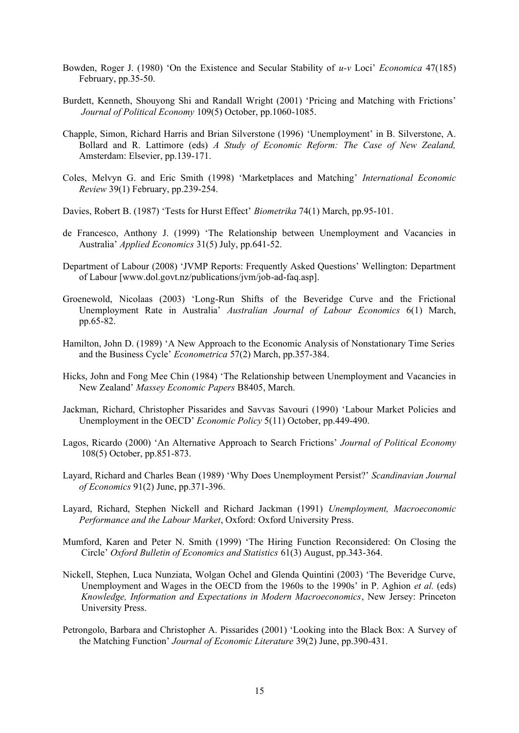Bowden, Roger J. (1980) 'On the Existence and Secular Stability of *u-v* Loci' *Economica* 47(185) February, pp.35-50.

Burdett, Kenneth, Shouyong Shi and Randall Wright (2001) 'Pricing and Matching with Frictions' *Journal of Political Economy* 109(5) October, pp.1060-1085.

Chapple, Simon, Richard Harris and Brian Silverstone (1996) 'Unemployment' in B. Silverstone, A. Bollard and R. Lattimore (eds) *A Study of Economic Reform: The Case of New Zealand,* Amsterdam: Elsevier, pp.139-171.

Coles, Melvyn G. and Eric Smith (1998) 'Marketplaces and Matching' *International Economic Review* 39(1) February, pp.239-254.

Davies, Robert B. (1987) 'Tests for Hurst Effect' *Biometrika* 74(1) March, pp.95-101.

de Francesco, Anthony J. (1999) 'The Relationship between Unemployment and Vacancies in Australia' *Applied Economics* 31(5) July, pp.641-52.

Department of Labour (2008) 'JVMP Reports: Frequently Asked Questions' Wellington: Department of Labour [www.dol.govt.nz/publications/jvm/job-ad-faq.asp].

Groenewold, Nicolaas (2003) 'Long-Run Shifts of the Beveridge Curve and the Frictional Unemployment Rate in Australia' *Australian Journal of Labour Economics* 6(1) March, pp.65-82.

Hamilton, John D. (1989) 'A New Approach to the Economic Analysis of Nonstationary Time Series and the Business Cycle' *Econometrica* 57(2) March, pp.357-384.

Hicks, John and Fong Mee Chin (1984) 'The Relationship between Unemployment and Vacancies in New Zealand' *Massey Economic Papers* B8405, March.

Jackman, Richard, Christopher Pissarides and Savvas Savouri (1990) 'Labour Market Policies and Unemployment in the OECD' *Economic Policy* 5(11) October, pp.449-490.

Lagos, Ricardo (2000) 'An Alternative Approach to Search Frictions' *Journal of Political Economy* 108(5) October, pp.851-873.

Layard, Richard and Charles Bean (1989) 'Why Does Unemployment Persist?' *Scandinavian Journal of Economics* 91(2) June, pp.371-396.

Layard, Richard, Stephen Nickell and Richard Jackman (1991) *Unemployment, Macroeconomic Performance and the Labour Market*, Oxford: Oxford University Press.

Mumford, Karen and Peter N. Smith (1999) 'The Hiring Function Reconsidered: On Closing the Circle' *Oxford Bulletin of Economics and Statistics* 61(3) August, pp.343-364.

Nickell, Stephen, Luca Nunziata, Wolgan Ochel and Glenda Quintini (2003) 'The Beveridge Curve, Unemployment and Wages in the OECD from the 1960s to the 1990s' in P. Aghion *et al.* (eds) *Knowledge, Information and Expectations in Modern Macroeconomics*, New Jersey: Princeton University Press.

Petrongolo, Barbara and Christopher A. Pissarides (2001) 'Looking into the Black Box: A Survey of the Matching Function' *Journal of Economic Literature* 39(2) June, pp.390-431.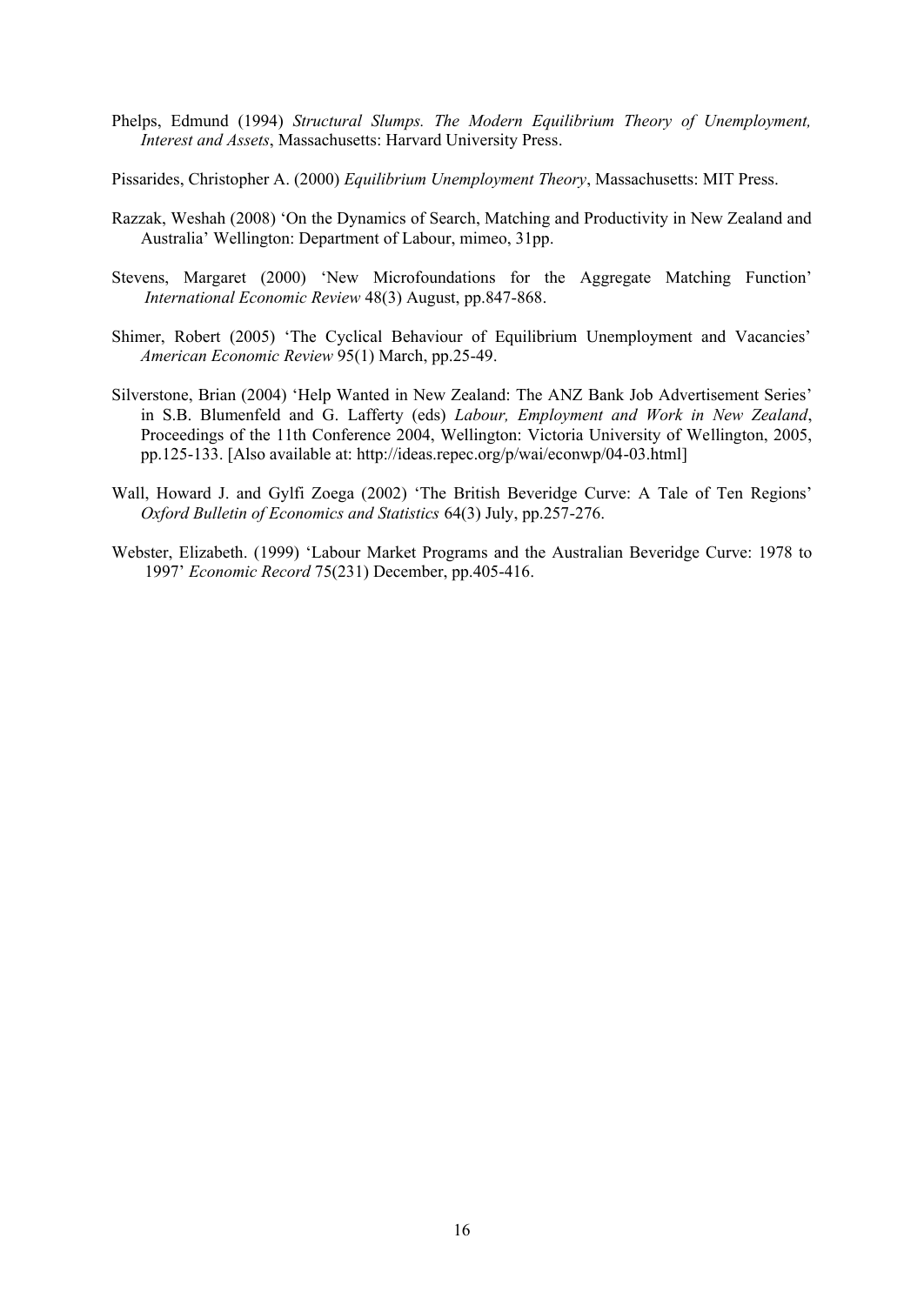Phelps, Edmund (1994) *Structural Slumps. The Modern Equilibrium Theory of Unemployment, Interest and Assets*, Massachusetts: Harvard University Press.

Pissarides, Christopher A. (2000) *Equilibrium Unemployment Theory*, Massachusetts: MIT Press.

Razzak, Weshah (2008) 'On the Dynamics of Search, Matching and Productivity in New Zealand and Australia' Wellington: Department of Labour, mimeo, 31pp.

Stevens, Margaret (2000) 'New Microfoundations for the Aggregate Matching Function' *International Economic Review* 48(3) August, pp.847-868.

Shimer, Robert (2005) 'The Cyclical Behaviour of Equilibrium Unemployment and Vacancies' *American Economic Review* 95(1) March, pp.25-49.

Silverstone, Brian (2004) 'Help Wanted in New Zealand: The ANZ Bank Job Advertisement Series' in S.B. Blumenfeld and G. Lafferty (eds) *Labour, Employment and Work in New Zealand*, Proceedings of the 11th Conference 2004, Wellington: Victoria University of Wellington, 2005, pp.125-133. [Also available at: http://ideas.repec.org/p/wai/econwp/04-03.html]

Wall, Howard J. and Gylfi Zoega (2002) 'The British Beveridge Curve: A Tale of Ten Regions' *Oxford Bulletin of Economics and Statistics* 64(3) July, pp.257-276.

Webster, Elizabeth. (1999) 'Labour Market Programs and the Australian Beveridge Curve: 1978 to 1997' *Economic Record* 75(231) December, pp.405-416.